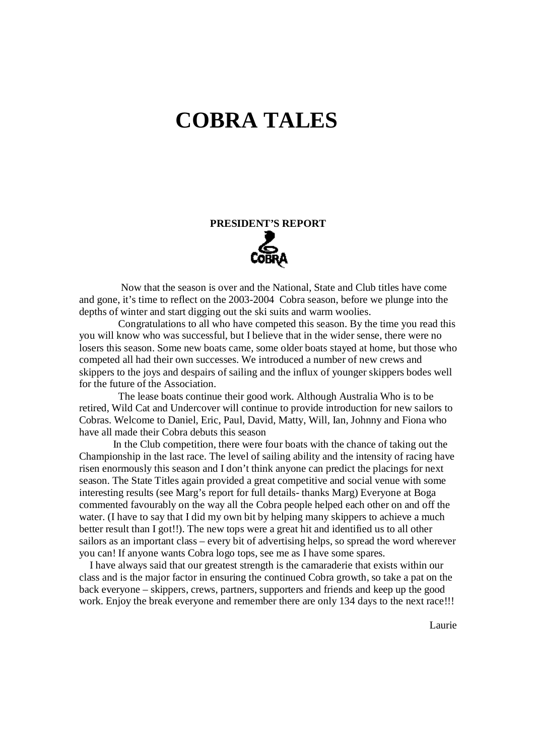# COBRA TALES

## PRESIDENT'S REPORT

Now that the season is over and the National, State and Club titles have come and gone, it's time to reflect on the 2003-2004 Cobra season, before we plunge into the depths of winter and start digging out the ski suits and warm woolies.

Congratulations to all who have competed this season. By the time you read this you will know who was successful, but I believe that in the wider sense, there were no losers this season. Some new boats came, some older boats stayed at home, but those who competed all had their own successes. We introduced a number of new crews and skippers to the joys and despairs of sailing and the influx of younger skippers bodes well for the future of the Association.

The lease boats continue their good work. Although Australia Who is to be retired, Wild Cat and Undercover will continue to provide introduction for new sailors to Cobras. Welcome to Daniel, Eric, Paul, David, Matty, Will, Ian, Johnny and Fiona who have all made their Cobra debuts this season

In the Club competition, there were four boats with the chance of taking out the Championship in the last race. The level of sailing ability and the intensity of racing have risen enormously this season and I don't think anyone can predict the placings for next season. The State Titles again provided a great competitive and social venue with some interesting results (see Marg's report for full details- thanks Marg) Everyone at Boga commented favourably on the way all the Cobra people helped each other on and off the water. (I have to say that I did my own bit by helping many skippers to achieve a much better result than I got!!). The new tops were a great hit and identified us to all other sailors as an important class – every bit of advertising helps, so spread the word wherever you can! If anyone wants Cobra logo tops, see me as I have some spares.

I have always said that our greatest strength is the camaraderie that exists within our class and is the major factor in ensuring the continued Cobra growth, so take a pat on the back everyone – skippers, crews, partners, supporters and friends and keep up the good work. Enjoy the break everyone and remember there are only 134 days to the next race!!!

Laurie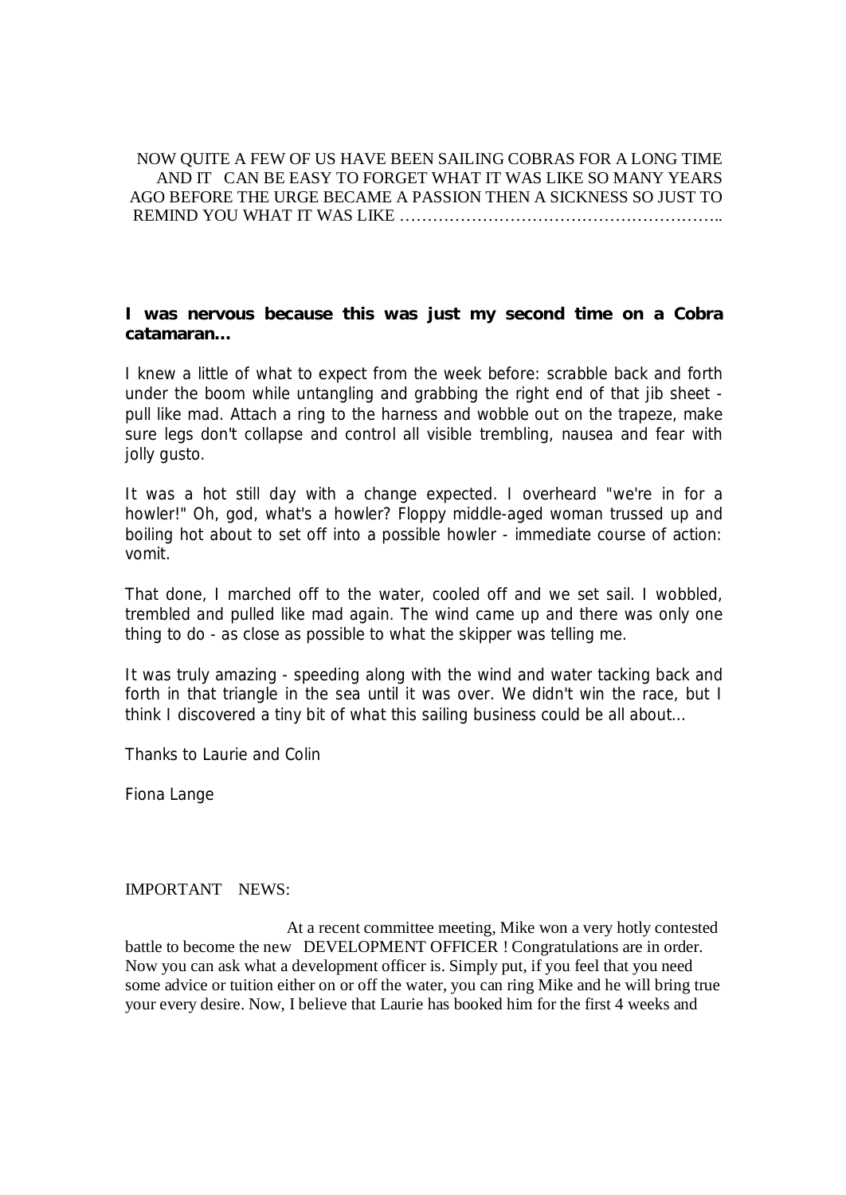NOW QUITE A FEW OF US HAVE BEEN SAILING COBRAS FOR A LONG TIME AND IT CAN BE EASY TO FORGET WHAT IT WAS LIKE SO MANY YEARS AGO BEFORE THE URGE BECAME A PASSION THEN A SICKNESS SO JUST TO REMIND YOU WHAT IT WAS LIKE …………………………………………………..

**I was nervous because this was just my second time on a Cobra catamaran...**

I knew a little of what to expect from the week before: scrabble back and forth under the boom while untangling and grabbing the right end of that jib sheet - pull like mad. Attach a ring to the harness and wobble out on the trapeze, make sure legs don't collapse and control all visible trembling, nausea and fear with jolly gusto.

It was a hot still day with a change expected. I overheard "we're in for a howler!" Oh, god, what's a howler? Floppy middle-aged woman trussed up and boiling hot about to set off into a possible howler - immediate course of action: vomit.

That done, I marched off to the water, cooled off and we set sail. I wobbled, trembled and pulled like mad again. The wind came up and there was only one thing to do - as close as possible to what the skipper was telling me.

It was truly amazing - speeding along with the wind and water tacking back and forth in that triangle in the sea until it was over. We didn't win the race, but I think I discovered a tiny bit of what this sailing business could be all about...

Thanks to Laurie and Colin

Fiona Lange

IMPORTANT NEWS:

At a recent committee meeting, Mike won a very hotly contested battle to become the new DEVELOPMENT OFFICER ! Congratulations are in order. Now you can ask what a development officer is. Simply put, if you feel that you need some advice or tuition either on or off the water, you can ring Mike and he will bring true your every desire. Now, I believe that Laurie has booked him for the first 4 weeks and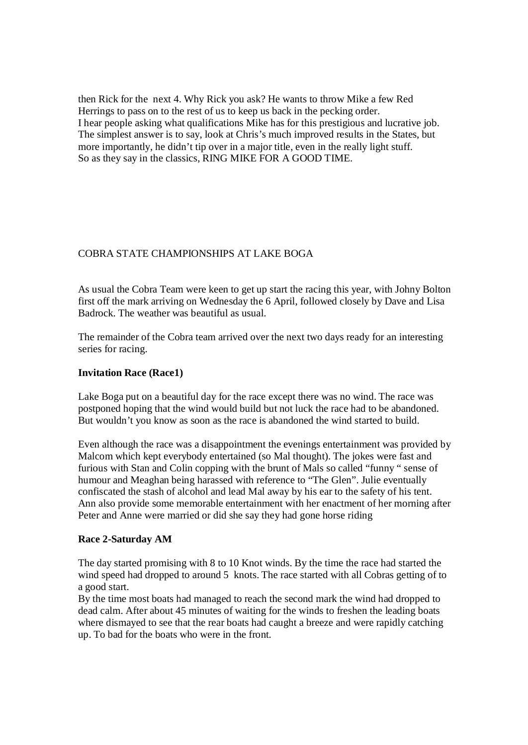then Rick for the next 4. Why Rick you ask? He wants to throw Mike a few Red Herrings to pass on to the rest of us to keep us back in the pecking order.
I hear people asking what qualifications Mike has for this prestigious and lucrative job. The simplest answer is to say, look at Chris's much improved results in the States, but more importantly, he didn't tip over in a major title, even in the really light stuff.
So as they say in the classics, RING MIKE FOR A GOOD TIME.

COBRA STATE CHAMPIONSHIPS AT LAKE BOGA

As usual the Cobra Team were keen to get up start the racing this year, with Johny Bolton first off the mark arriving on Wednesday the 6 April, followed closely by Dave and Lisa Badrock. The weather was beautiful as usual.

The remainder of the Cobra team arrived over the next two days ready for an interesting series for racing.

**Invitation Race (Race1)**

Lake Boga put on a beautiful day for the race except there was no wind. The race was postponed hoping that the wind would build but not luck the race had to be abandoned. But wouldn't you know as soon as the race is abandoned the wind started to build.

Even although the race was a disappointment the evenings entertainment was provided by Malcom which kept everybody entertained (so Mal thought). The jokes were fast and furious with Stan and Colin copping with the brunt of Mals so called "funny " sense of humour and Meaghan being harassed with reference to "The Glen". Julie eventually confiscated the stash of alcohol and lead Mal away by his ear to the safety of his tent. Ann also provide some memorable entertainment with her enactment of her morning after Peter and Anne were married or did she say they had gone horse riding

**Race 2-Saturday AM**

The day started promising with 8 to 10 Knot winds. By the time the race had started the wind speed had dropped to around 5 knots. The race started with all Cobras getting of to a good start.
By the time most boats had managed to reach the second mark the wind had dropped to dead calm. After about 45 minutes of waiting for the winds to freshen the leading boats where dismayed to see that the rear boats had caught a breeze and were rapidly catching up. To bad for the boats who were in the front.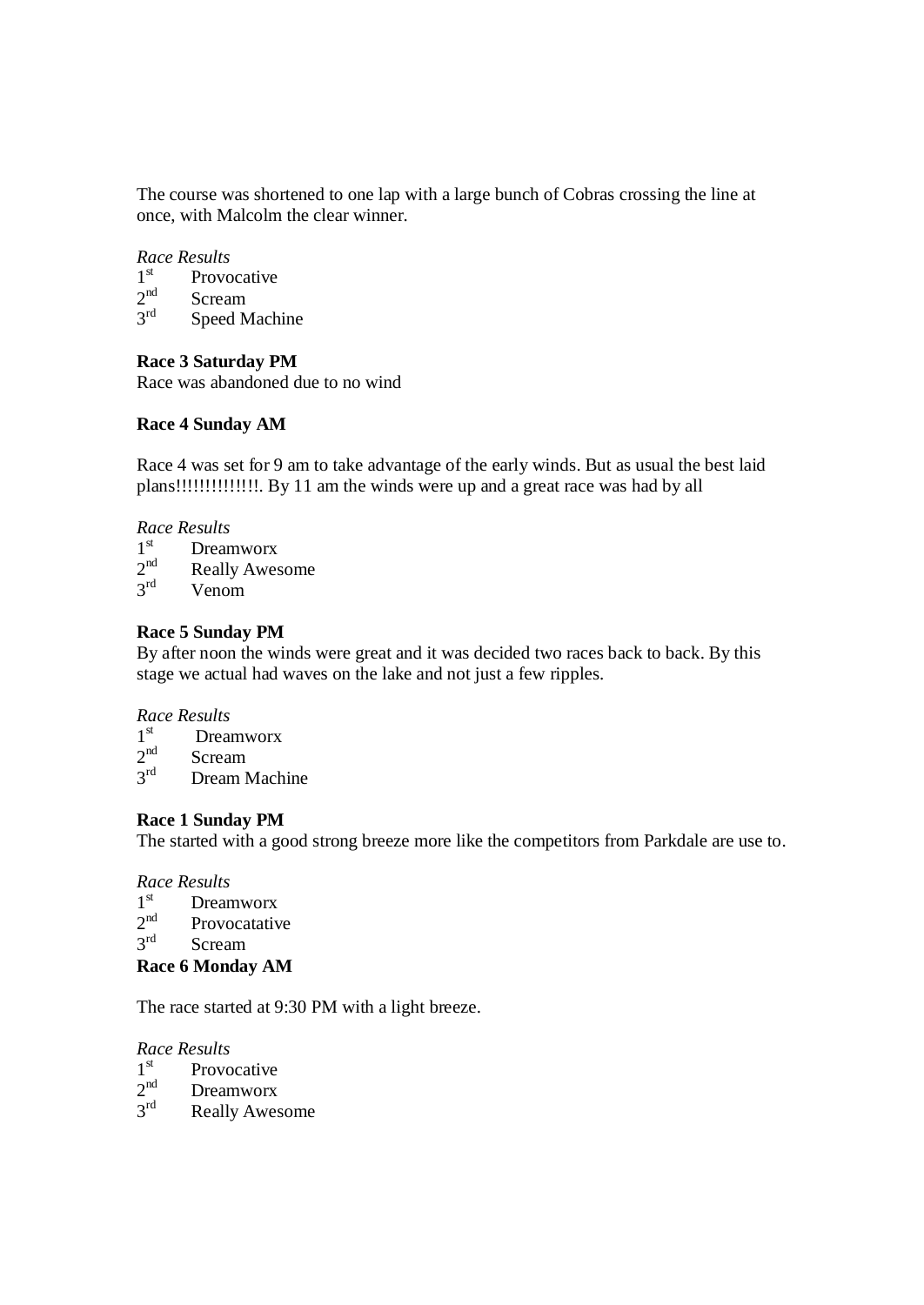The course was shortened to one lap with a large bunch of Cobras crossing the line at once, with Malcolm the clear winner.

*Race Results*

1st Provocative
2nd Scream
3rd Speed Machine

**Race 3 Saturday PM**

Race was abandoned due to no wind

**Race 4 Sunday AM**

Race 4 was set for 9 am to take advantage of the early winds. But as usual the best laid plans!!!!!!!!!!!!!. By 11 am the winds were up and a great race was had by all

*Race Results*

1st Dreamworx
2nd Really Awesome
3rd Venom

**Race 5 Sunday PM**

By after noon the winds were great and it was decided two races back to back. By this stage we actual had waves on the lake and not just a few ripples.

*Race Results*

1st Dreamworx
2nd Scream
3rd Dream Machine

**Race 1 Sunday PM**

The started with a good strong breeze more like the competitors from Parkdale are use to.

*Race Results*

1st Dreamworx
2nd Provocatative
3rd Scream

**Race 6 Monday AM**

The race started at 9:30 PM with a light breeze.

*Race Results*

1st Provocative
2nd Dreamworx
3rd Really Awesome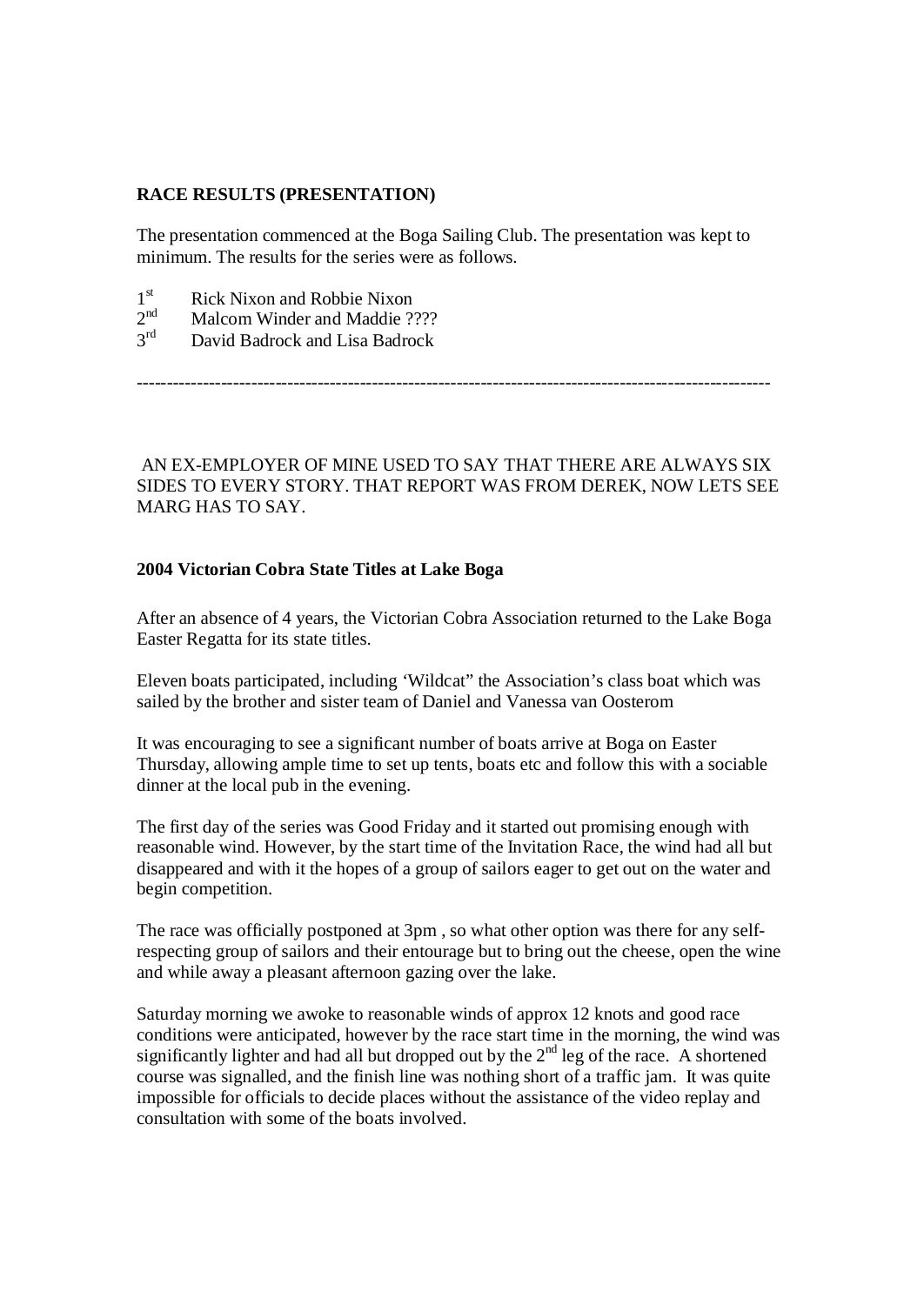**RACE RESULTS (PRESENTATION)**

The presentation commenced at the Boga Sailing Club. The presentation was kept to minimum. The results for the series were as follows.

1st Rick Nixon and Robbie Nixon
2nd Malcom Winder and Maddie ????
3rd David Badrock and Lisa Badrock

---

AN EX-EMPLOYER OF MINE USED TO SAY THAT THERE ARE ALWAYS SIX SIDES TO EVERY STORY. THAT REPORT WAS FROM DEREK, NOW LETS SEE MARG HAS TO SAY.

**2004 Victorian Cobra State Titles at Lake Boga**

After an absence of 4 years, the Victorian Cobra Association returned to the Lake Boga Easter Regatta for its state titles.

Eleven boats participated, including 'Wildcat" the Association's class boat which was sailed by the brother and sister team of Daniel and Vanessa van Oosterom

It was encouraging to see a significant number of boats arrive at Boga on Easter Thursday, allowing ample time to set up tents, boats etc and follow this with a sociable dinner at the local pub in the evening.

The first day of the series was Good Friday and it started out promising enough with reasonable wind. However, by the start time of the Invitation Race, the wind had all but disappeared and with it the hopes of a group of sailors eager to get out on the water and begin competition.

The race was officially postponed at 3pm , so what other option was there for any self-respecting group of sailors and their entourage but to bring out the cheese, open the wine and while away a pleasant afternoon gazing over the lake.

Saturday morning we awoke to reasonable winds of approx 12 knots and good race conditions were anticipated, however by the race start time in the morning, the wind was significantly lighter and had all but dropped out by the 2nd leg of the race. A shortened course was signalled, and the finish line was nothing short of a traffic jam. It was quite impossible for officials to decide places without the assistance of the video replay and consultation with some of the boats involved.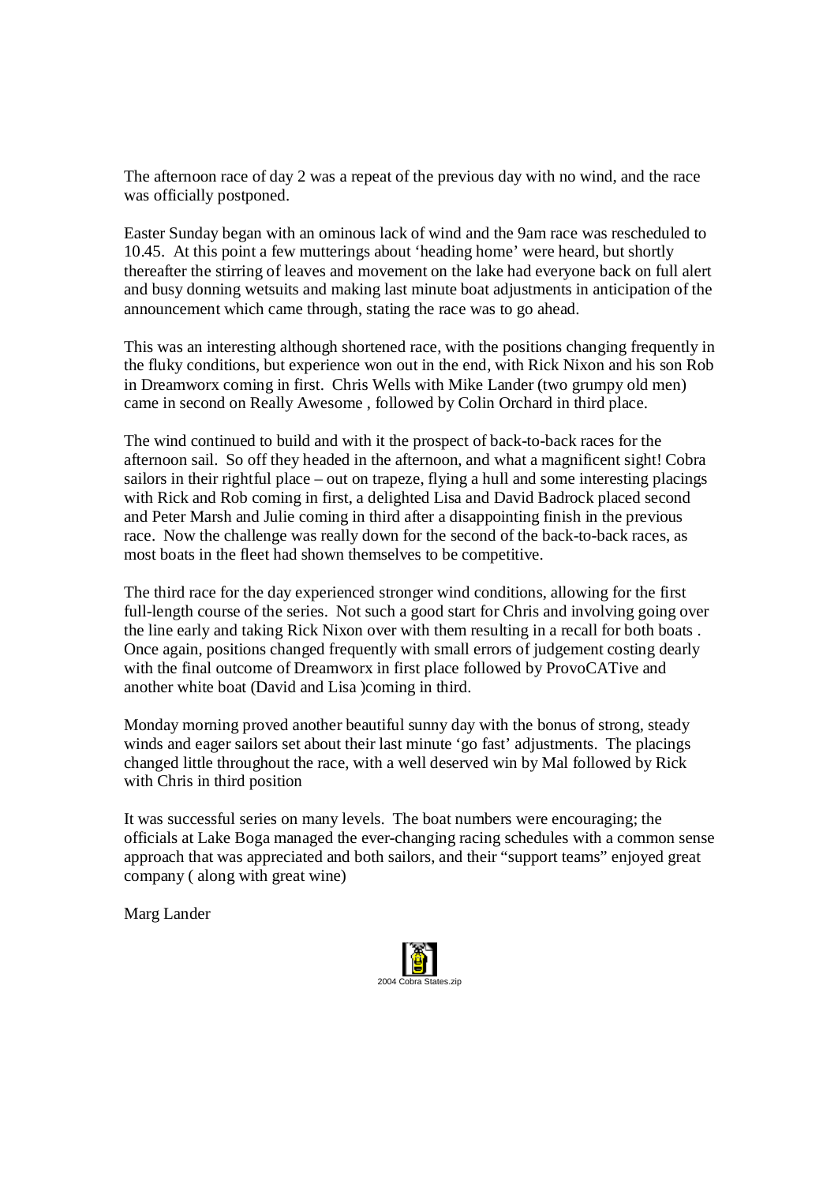The afternoon race of day 2 was a repeat of the previous day with no wind, and the race was officially postponed.

Easter Sunday began with an ominous lack of wind and the 9am race was rescheduled to 10.45. At this point a few mutterings about 'heading home' were heard, but shortly thereafter the stirring of leaves and movement on the lake had everyone back on full alert and busy donning wetsuits and making last minute boat adjustments in anticipation of the announcement which came through, stating the race was to go ahead.

This was an interesting although shortened race, with the positions changing frequently in the fluky conditions, but experience won out in the end, with Rick Nixon and his son Rob in Dreamworx coming in first. Chris Wells with Mike Lander (two grumpy old men) came in second on Really Awesome , followed by Colin Orchard in third place.

The wind continued to build and with it the prospect of back-to-back races for the afternoon sail. So off they headed in the afternoon, and what a magnificent sight! Cobra sailors in their rightful place – out on trapeze, flying a hull and some interesting placings with Rick and Rob coming in first, a delighted Lisa and David Badrock placed second and Peter Marsh and Julie coming in third after a disappointing finish in the previous race. Now the challenge was really down for the second of the back-to-back races, as most boats in the fleet had shown themselves to be competitive.

The third race for the day experienced stronger wind conditions, allowing for the first full-length course of the series. Not such a good start for Chris and involving going over the line early and taking Rick Nixon over with them resulting in a recall for both boats . Once again, positions changed frequently with small errors of judgement costing dearly with the final outcome of Dreamworx in first place followed by ProvoCATive and another white boat (David and Lisa )coming in third.

Monday morning proved another beautiful sunny day with the bonus of strong, steady winds and eager sailors set about their last minute 'go fast' adjustments. The placings changed little throughout the race, with a well deserved win by Mal followed by Rick with Chris in third position

It was successful series on many levels. The boat numbers were encouraging; the officials at Lake Boga managed the ever-changing racing schedules with a common sense approach that was appreciated and both sailors, and their "support teams" enjoyed great company ( along with great wine)

Marg Lander

2004 Cobra States.zip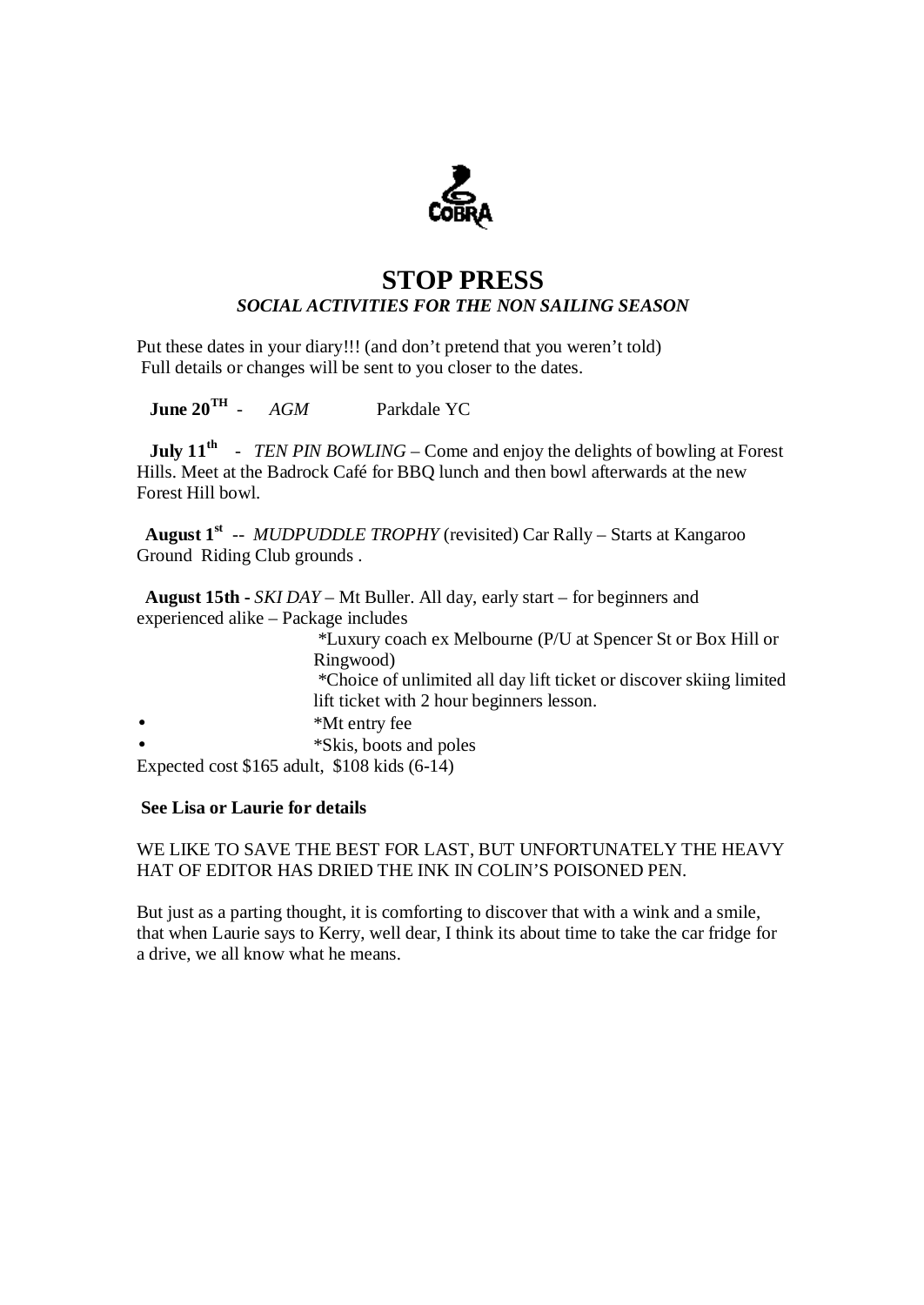# STOP PRESS

***SOCIAL ACTIVITIES FOR THE NON SAILING SEASON***

Put these dates in your diary!!! (and don't pretend that you weren't told)
Full details or changes will be sent to you closer to the dates.

**June 20$^{TH}$** - *AGM* Parkdale YC

**July 11$^{th}$** - *TEN PIN BOWLING* – Come and enjoy the delights of bowling at Forest Hills. Meet at the Badrock Café for BBQ lunch and then bowl afterwards at the new Forest Hill bowl.

**August 1$^{st}$** -- *MUDPUDDLE TROPHY* (revisited) Car Rally – Starts at Kangaroo Ground Riding Club grounds .

**August 15th -** *SKI DAY* – Mt Buller. All day, early start – for beginners and experienced alike – Package includes

*Luxury coach ex Melbourne (P/U at Spencer St or Box Hill or Ringwood)

*Choice of unlimited all day lift ticket or discover skiing limited lift ticket with 2 hour beginners lesson.

- *Mt entry fee
- *Skis, boots and poles

Expected cost $165 adult, $108 kids (6-14)

**See Lisa or Laurie for details**

WE LIKE TO SAVE THE BEST FOR LAST, BUT UNFORTUNATELY THE HEAVY HAT OF EDITOR HAS DRIED THE INK IN COLIN'S POISONED PEN.

But just as a parting thought, it is comforting to discover that with a wink and a smile, that when Laurie says to Kerry, well dear, I think its about time to take the car fridge for a drive, we all know what he means.